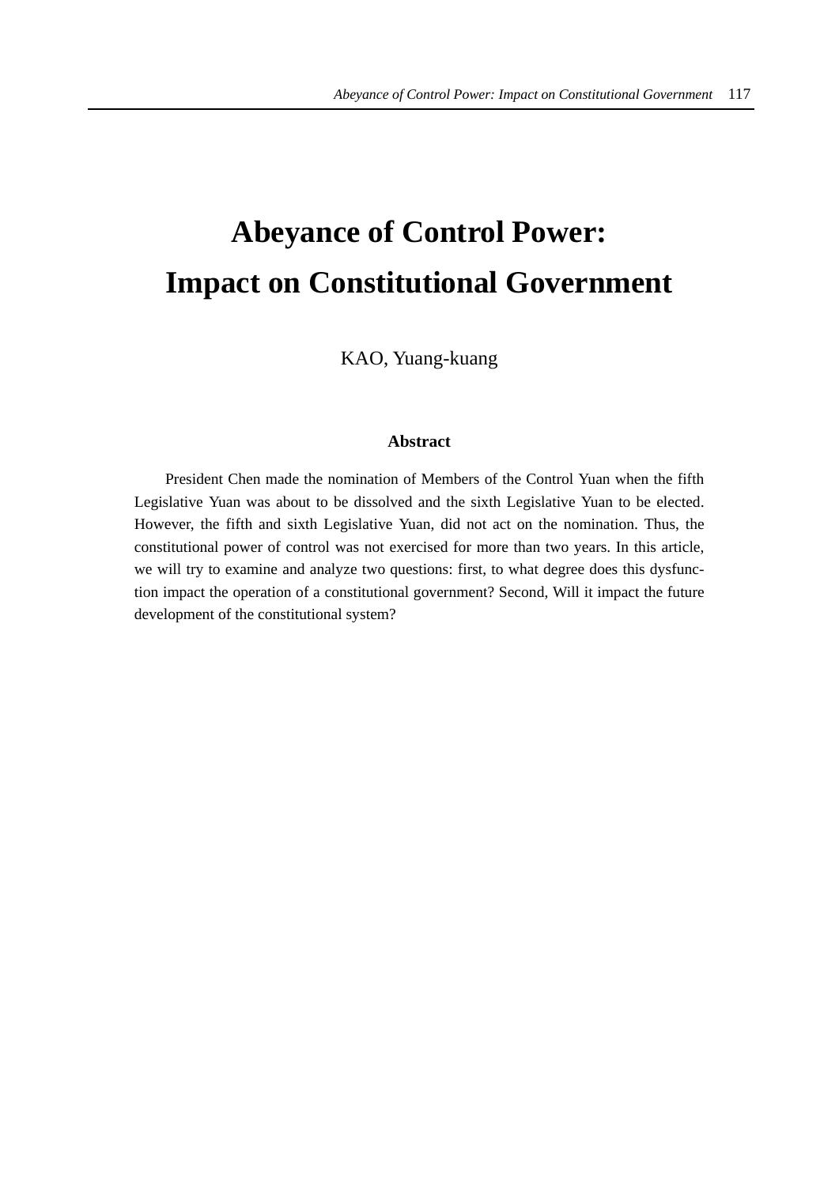# Abeyance of Control Power: Impact on Constitutional Government

KAO, Yuang-kuang

### Abstract

President Chen made the nomination of Members of the Control Yuan when the fifth Legislative Yuan was about to be dissolved and the sixth Legislative Yuan to be elected. However, the fifth and sixth Legislative Yuan, did not act on the nomination. Thus, the constitutional power of control was not exercised for more than two years. In this article, we will try to examine and analyze two questions: first, to what degree does this dysfunction impact the operation of a constitutional government? Second, Will it impact the future development of the constitutional system?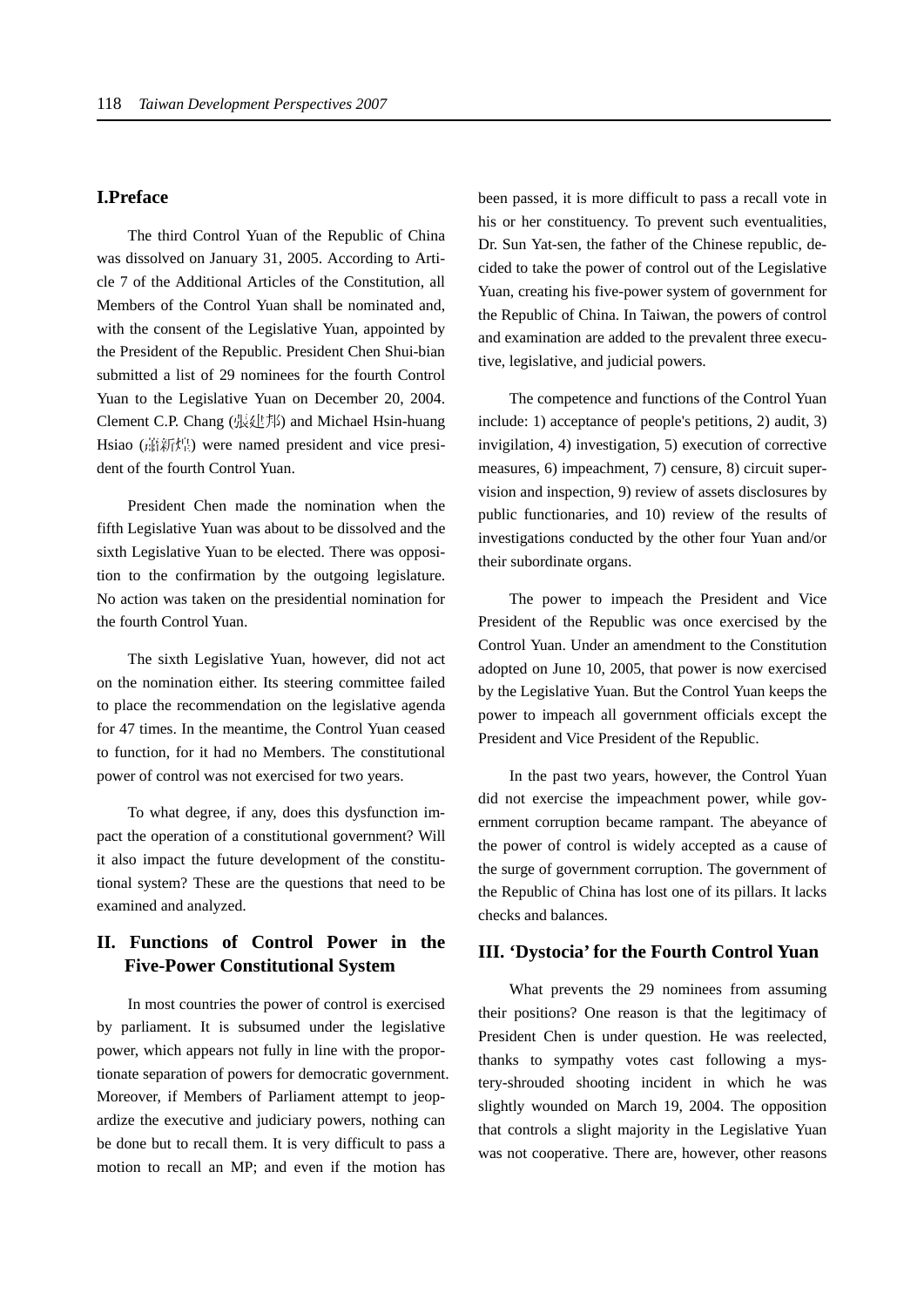## I.Preface

The third Control Yuan of the Republic of China was dissolved on January 31, 2005. According to Article 7 of the Additional Articles of the Constitution, all Members of the Control Yuan shall be nominated and, with the consent of the Legislative Yuan, appointed by the President of the Republic. President Chen Shui-bian submitted a list of 29 nominees for the fourth Control Yuan to the Legislative Yuan on December 20, 2004. Clement C.P. Chang (張建邦) and Michael Hsin-huang Hsiao (蕭新煌) were named president and vice president of the fourth Control Yuan.

President Chen made the nomination when the fifth Legislative Yuan was about to be dissolved and the sixth Legislative Yuan to be elected. There was opposition to the confirmation by the outgoing legislature. No action was taken on the presidential nomination for the fourth Control Yuan.

The sixth Legislative Yuan, however, did not act on the nomination either. Its steering committee failed to place the recommendation on the legislative agenda for 47 times. In the meantime, the Control Yuan ceased to function, for it had no Members. The constitutional power of control was not exercised for two years.

To what degree, if any, does this dysfunction impact the operation of a constitutional government? Will it also impact the future development of the constitutional system? These are the questions that need to be examined and analyzed.

## II. Functions of Control Power in the Five-Power Constitutional System

In most countries the power of control is exercised by parliament. It is subsumed under the legislative power, which appears not fully in line with the proportionate separation of powers for democratic government. Moreover, if Members of Parliament attempt to jeopardize the executive and judiciary powers, nothing can be done but to recall them. It is very difficult to pass a motion to recall an MP; and even if the motion has been passed, it is more difficult to pass a recall vote in his or her constituency. To prevent such eventualities, Dr. Sun Yat-sen, the father of the Chinese republic, decided to take the power of control out of the Legislative Yuan, creating his five-power system of government for the Republic of China. In Taiwan, the powers of control and examination are added to the prevalent three executive, legislative, and judicial powers.

The competence and functions of the Control Yuan include: 1) acceptance of people's petitions, 2) audit, 3) invigilation, 4) investigation, 5) execution of corrective measures, 6) impeachment, 7) censure, 8) circuit supervision and inspection, 9) review of assets disclosures by public functionaries, and 10) review of the results of investigations conducted by the other four Yuan and/or their subordinate organs.

The power to impeach the President and Vice President of the Republic was once exercised by the Control Yuan. Under an amendment to the Constitution adopted on June 10, 2005, that power is now exercised by the Legislative Yuan. But the Control Yuan keeps the power to impeach all government officials except the President and Vice President of the Republic.

In the past two years, however, the Control Yuan did not exercise the impeachment power, while government corruption became rampant. The abeyance of the power of control is widely accepted as a cause of the surge of government corruption. The government of the Republic of China has lost one of its pillars. It lacks checks and balances.

## III. 'Dystocia' for the Fourth Control Yuan

What prevents the 29 nominees from assuming their positions? One reason is that the legitimacy of President Chen is under question. He was reelected, thanks to sympathy votes cast following a mystery-shrouded shooting incident in which he was slightly wounded on March 19, 2004. The opposition that controls a slight majority in the Legislative Yuan was not cooperative. There are, however, other reasons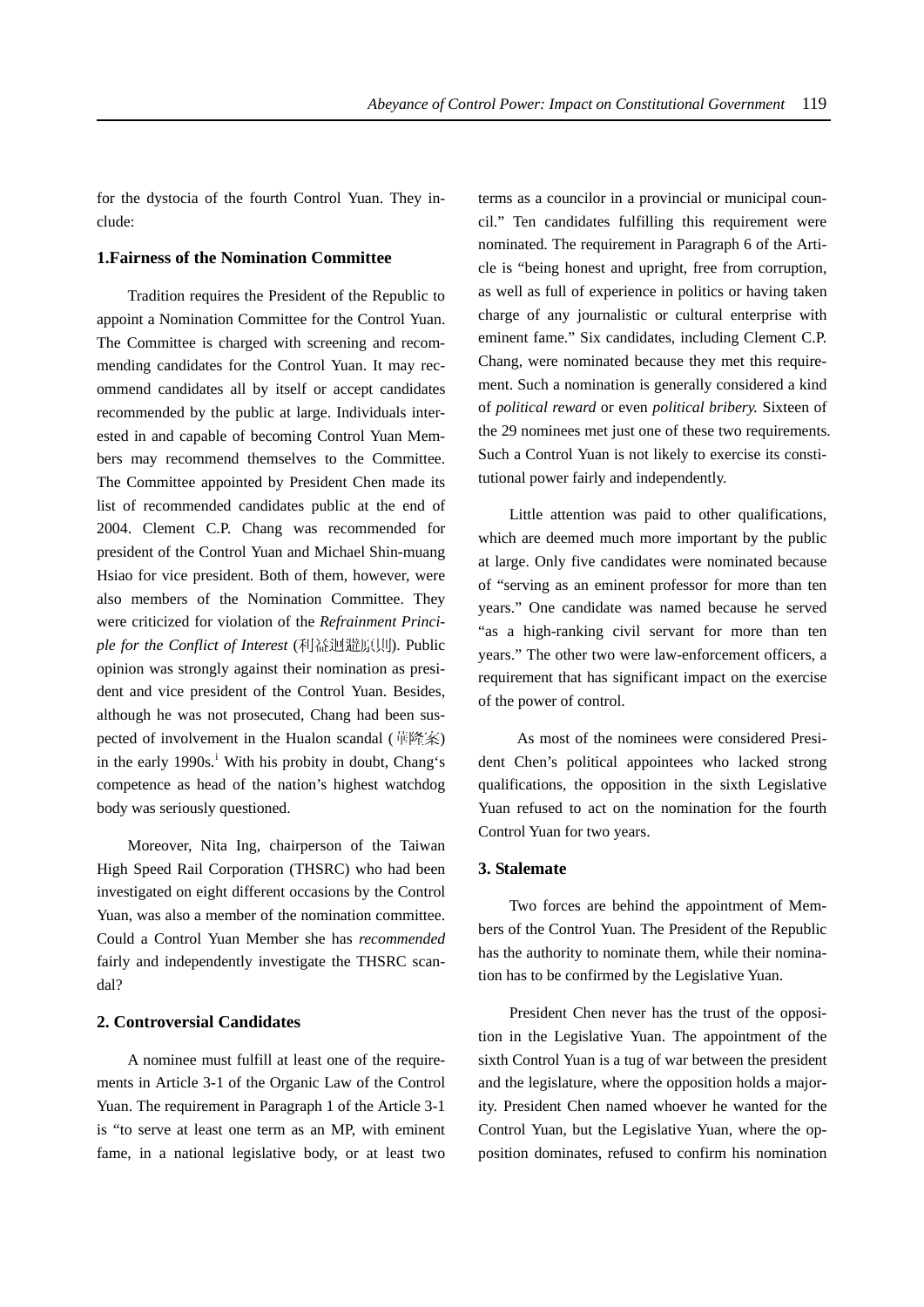for the dystocia of the fourth Control Yuan. They include:

### 1.Fairness of the Nomination Committee

Tradition requires the President of the Republic to appoint a Nomination Committee for the Control Yuan. The Committee is charged with screening and recommending candidates for the Control Yuan. It may recommend candidates all by itself or accept candidates recommended by the public at large. Individuals interested in and capable of becoming Control Yuan Members may recommend themselves to the Committee. The Committee appointed by President Chen made its list of recommended candidates public at the end of 2004. Clement C.P. Chang was recommended for president of the Control Yuan and Michael Shin-muang Hsiao for vice president. Both of them, however, were also members of the Nomination Committee. They were criticized for violation of the *Refrainment Principle for the Conflict of Interest* (利益迴避原則). Public opinion was strongly against their nomination as president and vice president of the Control Yuan. Besides, although he was not prosecuted, Chang had been suspected of involvement in the Hualon scandal (華隆案) in the early 1990s.[i] With his probity in doubt, Chang's competence as head of the nation's highest watchdog body was seriously questioned.

Moreover, Nita Ing, chairperson of the Taiwan High Speed Rail Corporation (THSRC) who had been investigated on eight different occasions by the Control Yuan, was also a member of the nomination committee. Could a Control Yuan Member she has *recommended* fairly and independently investigate the THSRC scandal?

### 2. Controversial Candidates

A nominee must fulfill at least one of the requirements in Article 3-1 of the Organic Law of the Control Yuan. The requirement in Paragraph 1 of the Article 3-1 is "to serve at least one term as an MP, with eminent fame, in a national legislative body, or at least two terms as a councilor in a provincial or municipal council." Ten candidates fulfilling this requirement were nominated. The requirement in Paragraph 6 of the Article is "being honest and upright, free from corruption, as well as full of experience in politics or having taken charge of any journalistic or cultural enterprise with eminent fame." Six candidates, including Clement C.P. Chang, were nominated because they met this requirement. Such a nomination is generally considered a kind of *political reward* or even *political bribery.* Sixteen of the 29 nominees met just one of these two requirements. Such a Control Yuan is not likely to exercise its constitutional power fairly and independently.

Little attention was paid to other qualifications, which are deemed much more important by the public at large. Only five candidates were nominated because of "serving as an eminent professor for more than ten years." One candidate was named because he served "as a high-ranking civil servant for more than ten years." The other two were law-enforcement officers, a requirement that has significant impact on the exercise of the power of control.

As most of the nominees were considered President Chen's political appointees who lacked strong qualifications, the opposition in the sixth Legislative Yuan refused to act on the nomination for the fourth Control Yuan for two years.

### 3. Stalemate

Two forces are behind the appointment of Members of the Control Yuan. The President of the Republic has the authority to nominate them, while their nomination has to be confirmed by the Legislative Yuan.

President Chen never has the trust of the opposition in the Legislative Yuan. The appointment of the sixth Control Yuan is a tug of war between the president and the legislature, where the opposition holds a majority. President Chen named whoever he wanted for the Control Yuan, but the Legislative Yuan, where the opposition dominates, refused to confirm his nomination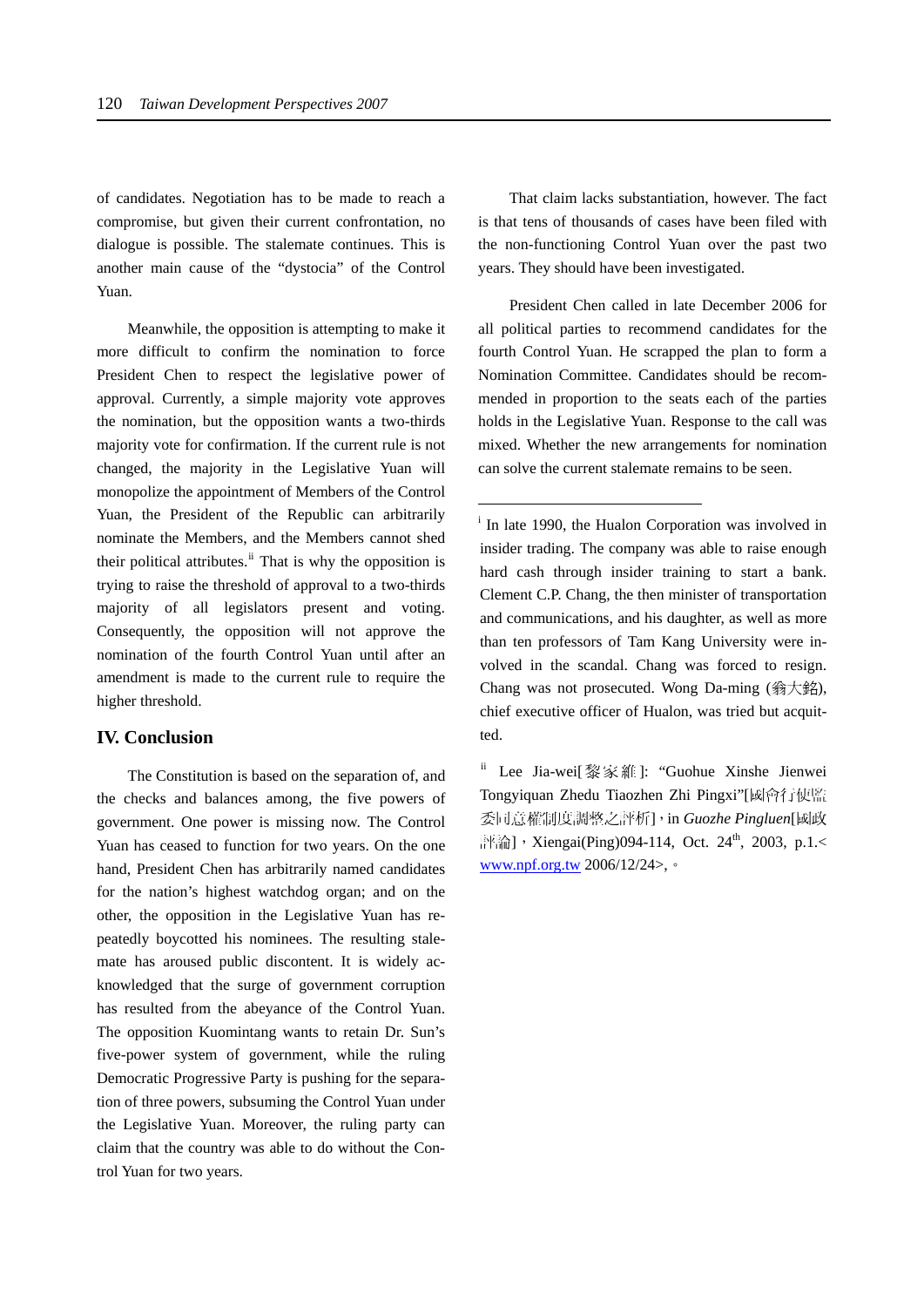of candidates. Negotiation has to be made to reach a compromise, but given their current confrontation, no dialogue is possible. The stalemate continues. This is another main cause of the "dystocia" of the Control Yuan.

Meanwhile, the opposition is attempting to make it more difficult to confirm the nomination to force President Chen to respect the legislative power of approval. Currently, a simple majority vote approves the nomination, but the opposition wants a two-thirds majority vote for confirmation. If the current rule is not changed, the majority in the Legislative Yuan will monopolize the appointment of Members of the Control Yuan, the President of the Republic can arbitrarily nominate the Members, and the Members cannot shed their political attributes.[ii] That is why the opposition is trying to raise the threshold of approval to a two-thirds majority of all legislators present and voting. Consequently, the opposition will not approve the nomination of the fourth Control Yuan until after an amendment is made to the current rule to require the higher threshold.

## IV. Conclusion

The Constitution is based on the separation of, and the checks and balances among, the five powers of government. One power is missing now. The Control Yuan has ceased to function for two years. On the one hand, President Chen has arbitrarily named candidates for the nation's highest watchdog organ; and on the other, the opposition in the Legislative Yuan has repeatedly boycotted his nominees. The resulting stalemate has aroused public discontent. It is widely acknowledged that the surge of government corruption has resulted from the abeyance of the Control Yuan. The opposition Kuomintang wants to retain Dr. Sun's five-power system of government, while the ruling Democratic Progressive Party is pushing for the separation of three powers, subsuming the Control Yuan under the Legislative Yuan. Moreover, the ruling party can claim that the country was able to do without the Control Yuan for two years.

That claim lacks substantiation, however. The fact is that tens of thousands of cases have been filed with the non-functioning Control Yuan over the past two years. They should have been investigated.

President Chen called in late December 2006 for all political parties to recommend candidates for the fourth Control Yuan. He scrapped the plan to form a Nomination Committee. Candidates should be recommended in proportion to the seats each of the parties holds in the Legislative Yuan. Response to the call was mixed. Whether the new arrangements for nomination can solve the current stalemate remains to be seen.

---

[i] In late 1990, the Hualon Corporation was involved in insider trading. The company was able to raise enough hard cash through insider training to start a bank. Clement C.P. Chang, the then minister of transportation and communications, and his daughter, as well as more than ten professors of Tam Kang University were involved in the scandal. Chang was forced to resign. Chang was not prosecuted. Wong Da-ming (翁大銘), chief executive officer of Hualon, was tried but acquitted.

[ii] Lee Jia-wei[黎家維]: "Guohue Xinshe Jienwei Tongyiquan Zhedu Tiaozhen Zhi Pingxi"[國會行使監委同意權制度調整之評析]，in *Guozhe Pingluen*[國政評論]，Xiengai(Ping)094-114, Oct. 24th, 2003, p.1.< www.npf.org.tw 2006/12/24>,。